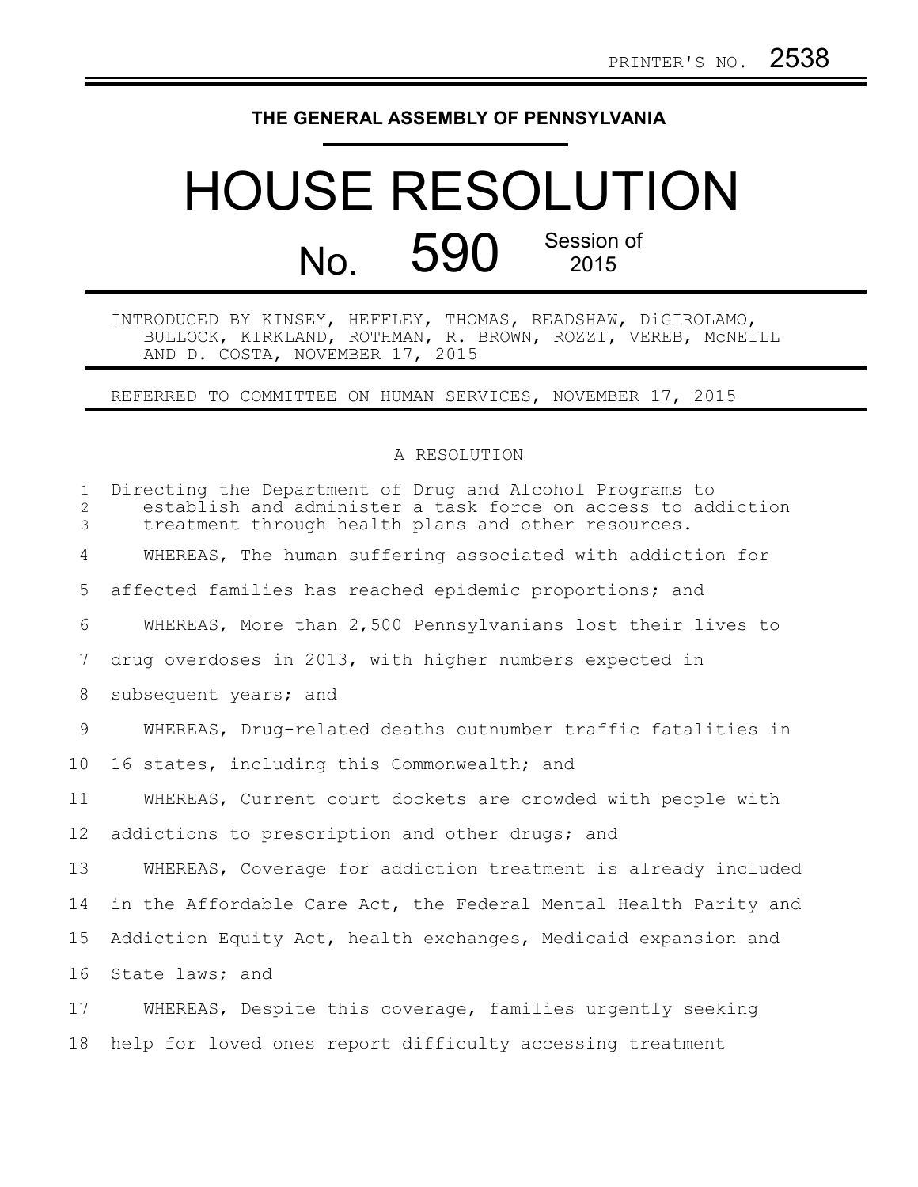PRINTER'S NO. 2538

**THE GENERAL ASSEMBLY OF PENNSYLVANIA**

# HOUSE RESOLUTION

# No. 590 Session of 2015

INTRODUCED BY KINSEY, HEFFLEY, THOMAS, READSHAW, DiGIROLAMO, BULLOCK, KIRKLAND, ROTHMAN, R. BROWN, ROZZI, VEREB, McNEILL AND D. COSTA, NOVEMBER 17, 2015

REFERRED TO COMMITTEE ON HUMAN SERVICES, NOVEMBER 17, 2015

A RESOLUTION

Directing the Department of Drug and Alcohol Programs to establish and administer a task force on access to addiction treatment through health plans and other resources.

WHEREAS, The human suffering associated with addiction for affected families has reached epidemic proportions; and

WHEREAS, More than 2,500 Pennsylvanians lost their lives to drug overdoses in 2013, with higher numbers expected in subsequent years; and

WHEREAS, Drug-related deaths outnumber traffic fatalities in 16 states, including this Commonwealth; and

WHEREAS, Current court dockets are crowded with people with addictions to prescription and other drugs; and

WHEREAS, Coverage for addiction treatment is already included in the Affordable Care Act, the Federal Mental Health Parity and Addiction Equity Act, health exchanges, Medicaid expansion and State laws; and

WHEREAS, Despite this coverage, families urgently seeking help for loved ones report difficulty accessing treatment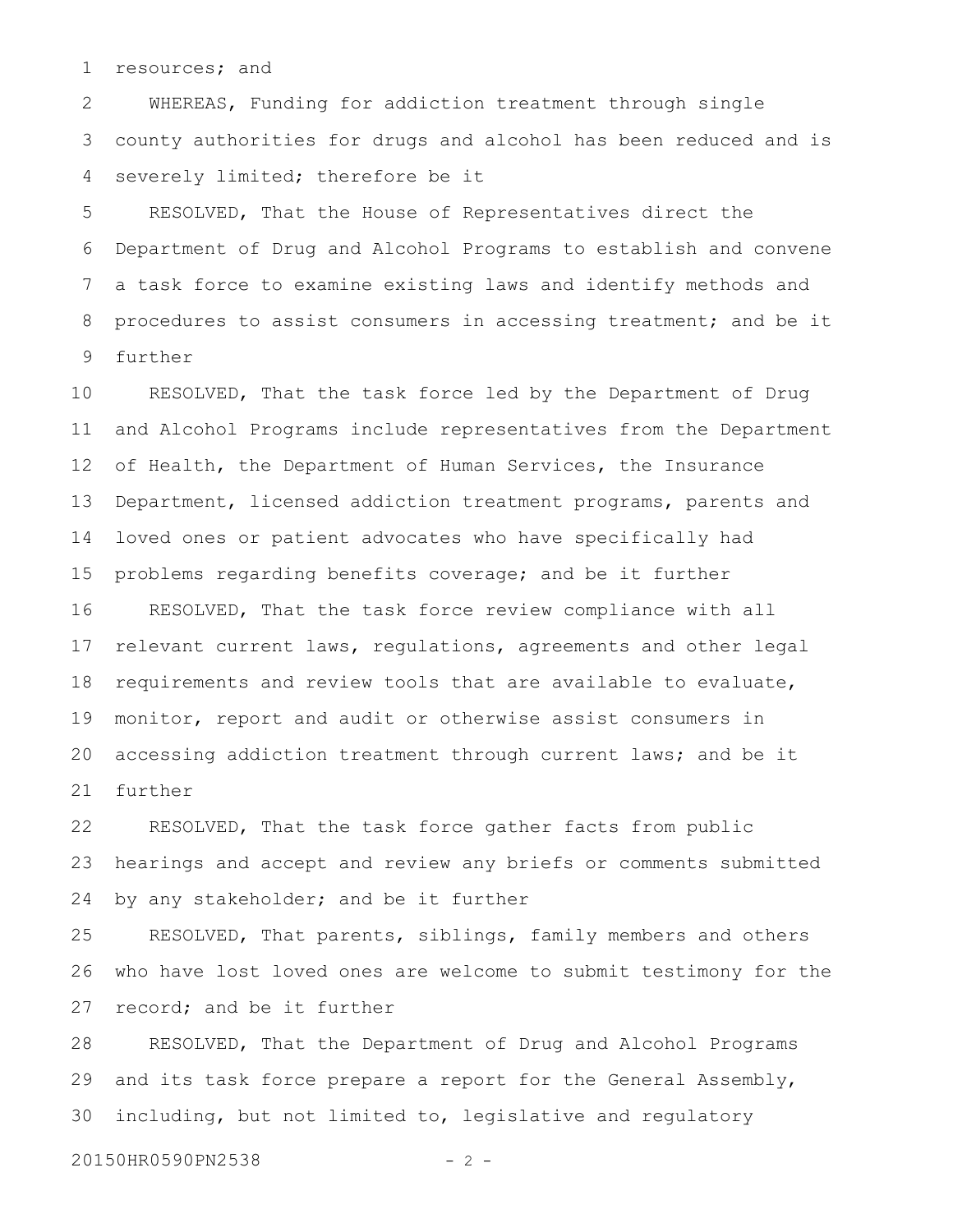resources; and

WHEREAS, Funding for addiction treatment through single county authorities for drugs and alcohol has been reduced and is severely limited; therefore be it

RESOLVED, That the House of Representatives direct the Department of Drug and Alcohol Programs to establish and convene a task force to examine existing laws and identify methods and procedures to assist consumers in accessing treatment; and be it further

RESOLVED, That the task force led by the Department of Drug and Alcohol Programs include representatives from the Department of Health, the Department of Human Services, the Insurance Department, licensed addiction treatment programs, parents and loved ones or patient advocates who have specifically had problems regarding benefits coverage; and be it further

RESOLVED, That the task force review compliance with all relevant current laws, regulations, agreements and other legal requirements and review tools that are available to evaluate, monitor, report and audit or otherwise assist consumers in accessing addiction treatment through current laws; and be it further

RESOLVED, That the task force gather facts from public hearings and accept and review any briefs or comments submitted by any stakeholder; and be it further

RESOLVED, That parents, siblings, family members and others who have lost loved ones are welcome to submit testimony for the record; and be it further

RESOLVED, That the Department of Drug and Alcohol Programs and its task force prepare a report for the General Assembly, including, but not limited to, legislative and regulatory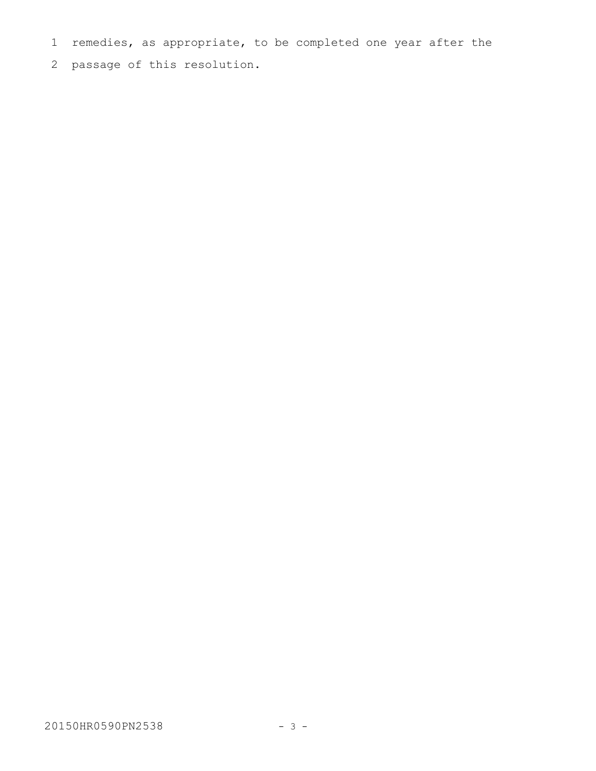remedies, as appropriate, to be completed one year after the passage of this resolution.